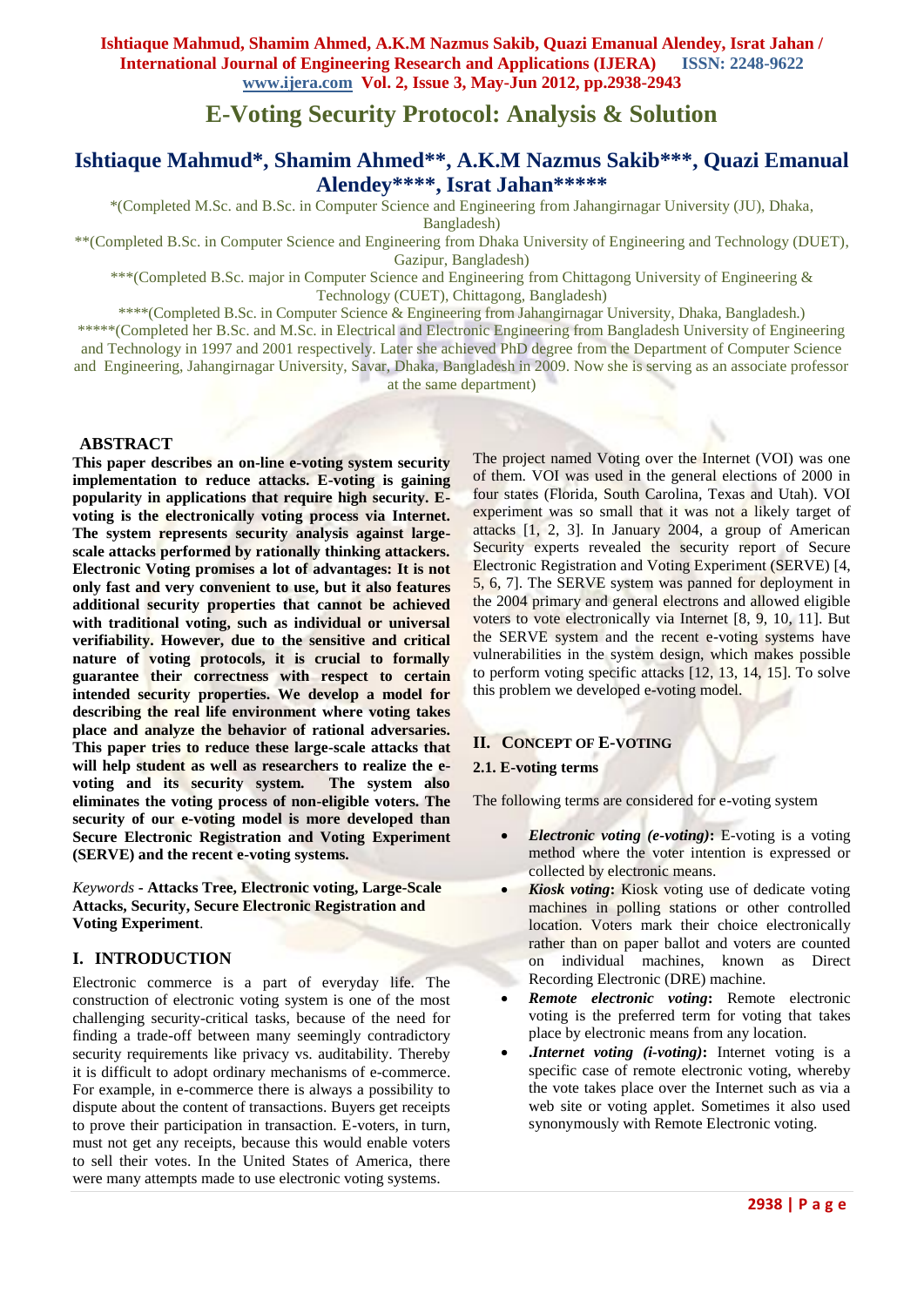# E-Voting Security Protocol: Analysis & Solution

## Ishtiaque Mahmud*, Shamim Ahmed**, A.K.M Nazmus Sakib***, Quazi Emanual Alendey****, Israt Jahan*****

*(Completed M.Sc. and B.Sc. in Computer Science and Engineering from Jahangirnagar University (JU), Dhaka, Bangladesh)

**(Completed B.Sc. in Computer Science and Engineering from Dhaka University of Engineering and Technology (DUET), Gazipur, Bangladesh)

***(Completed B.Sc. major in Computer Science and Engineering from Chittagong University of Engineering & Technology (CUET), Chittagong, Bangladesh)

****(Completed B.Sc. in Computer Science & Engineering from Jahangirnagar University, Dhaka, Bangladesh.)

*****(Completed her B.Sc. and M.Sc. in Electrical and Electronic Engineering from Bangladesh University of Engineering and Technology in 1997 and 2001 respectively. Later she achieved PhD degree from the Department of Computer Science and Engineering, Jahangirnagar University, Savar, Dhaka, Bangladesh in 2009. Now she is serving as an associate professor at the same department)

### ABSTRACT

**This paper describes an on-line e-voting system security implementation to reduce attacks. E-voting is gaining popularity in applications that require high security. E-voting is the electronically voting process via Internet. The system represents security analysis against large-scale attacks performed by rationally thinking attackers. Electronic Voting promises a lot of advantages: It is not only fast and very convenient to use, but it also features additional security properties that cannot be achieved with traditional voting, such as individual or universal verifiability. However, due to the sensitive and critical nature of voting protocols, it is crucial to formally guarantee their correctness with respect to certain intended security properties. We develop a model for describing the real life environment where voting takes place and analyze the behavior of rational adversaries. This paper tries to reduce these large-scale attacks that will help student as well as researchers to realize the e-voting and its security system. The system also eliminates the voting process of non-eligible voters. The security of our e-voting model is more developed than Secure Electronic Registration and Voting Experiment (SERVE) and the recent e-voting systems.**

*Keywords* - **Attacks Tree, Electronic voting, Large-Scale Attacks, Security, Secure Electronic Registration and Voting Experiment**.

### I. INTRODUCTION

Electronic commerce is a part of everyday life. The construction of electronic voting system is one of the most challenging security-critical tasks, because of the need for finding a trade-off between many seemingly contradictory security requirements like privacy vs. auditability. Thereby it is difficult to adopt ordinary mechanisms of e-commerce. For example, in e-commerce there is always a possibility to dispute about the content of transactions. Buyers get receipts to prove their participation in transaction. E-voters, in turn, must not get any receipts, because this would enable voters to sell their votes. In the United States of America, there were many attempts made to use electronic voting systems. The project named Voting over the Internet (VOI) was one of them. VOI was used in the general elections of 2000 in four states (Florida, South Carolina, Texas and Utah). VOI experiment was so small that it was not a likely target of attacks [1, 2, 3]. In January 2004, a group of American Security experts revealed the security report of Secure Electronic Registration and Voting Experiment (SERVE) [4, 5, 6, 7]. The SERVE system was panned for deployment in the 2004 primary and general electrons and allowed eligible voters to vote electronically via Internet [8, 9, 10, 11]. But the SERVE system and the recent e-voting systems have vulnerabilities in the system design, which makes possible to perform voting specific attacks [12, 13, 14, 15]. To solve this problem we developed e-voting model.

### II. CONCEPT OF E-VOTING

#### 2.1. E-voting terms

The following terms are considered for e-voting system

- ***Electronic voting (e-voting)*:** E-voting is a voting method where the voter intention is expressed or collected by electronic means.
- ***Kiosk voting*:** Kiosk voting use of dedicate voting machines in polling stations or other controlled location. Voters mark their choice electronically rather than on paper ballot and voters are counted on individual machines, known as Direct Recording Electronic (DRE) machine.
- ***Remote electronic voting*:** Remote electronic voting is the preferred term for voting that takes place by electronic means from any location.
- ***.Internet voting (i-voting)*:** Internet voting is a specific case of remote electronic voting, whereby the vote takes place over the Internet such as via a web site or voting applet. Sometimes it also used synonymously with Remote Electronic voting.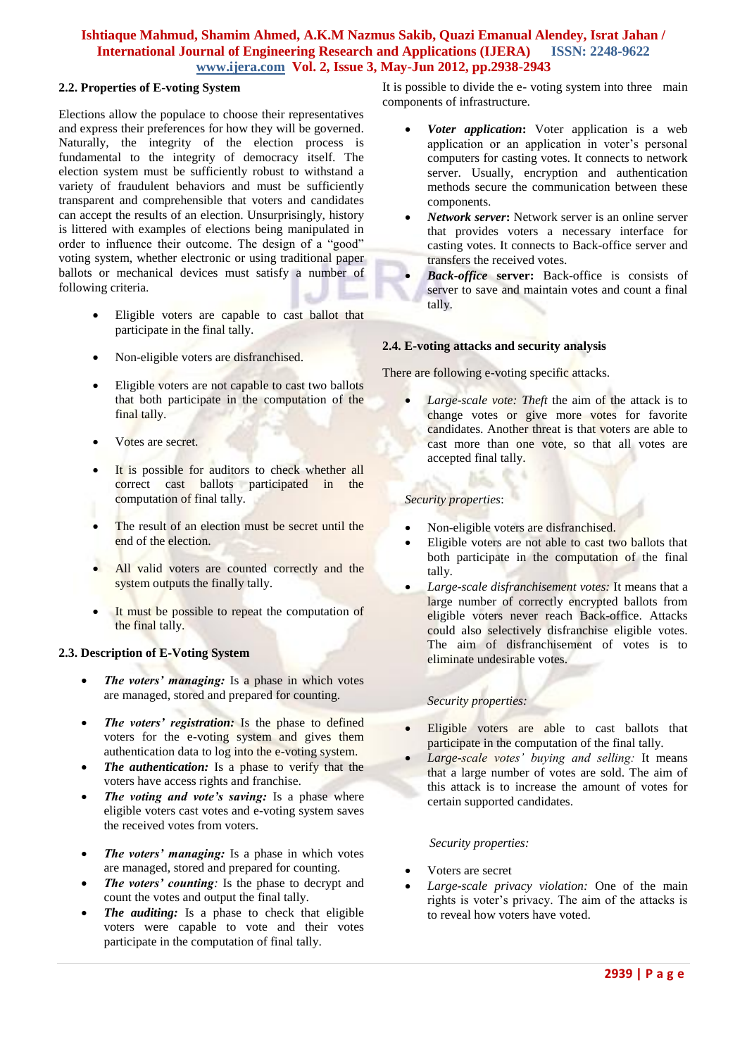### 2.2. Properties of E-voting System

Elections allow the populace to choose their representatives and express their preferences for how they will be governed. Naturally, the integrity of the election process is fundamental to the integrity of democracy itself. The election system must be sufficiently robust to withstand a variety of fraudulent behaviors and must be sufficiently transparent and comprehensible that voters and candidates can accept the results of an election. Unsurprisingly, history is littered with examples of elections being manipulated in order to influence their outcome. The design of a "good" voting system, whether electronic or using traditional paper ballots or mechanical devices must satisfy a number of following criteria.

- Eligible voters are capable to cast ballot that participate in the final tally.
- Non-eligible voters are disfranchised.
- Eligible voters are not capable to cast two ballots that both participate in the computation of the final tally.
- Votes are secret.
- It is possible for auditors to check whether all correct cast ballots participated in the computation of final tally.
- The result of an election must be secret until the end of the election.
- All valid voters are counted correctly and the system outputs the finally tally.
- It must be possible to repeat the computation of the final tally.

### 2.3. Description of E-Voting System

- ***The voters' managing:*** Is a phase in which votes are managed, stored and prepared for counting.
- ***The voters' registration:*** Is the phase to defined voters for the e-voting system and gives them authentication data to log into the e-voting system.
- ***The authentication:*** Is a phase to verify that the voters have access rights and franchise.
- ***The voting and vote's saving:*** Is a phase where eligible voters cast votes and e-voting system saves the received votes from voters.
- ***The voters' managing:*** Is a phase in which votes are managed, stored and prepared for counting.
- ***The voters' counting:*** Is the phase to decrypt and count the votes and output the final tally.
- ***The auditing:*** Is a phase to check that eligible voters were capable to vote and their votes participate in the computation of final tally.

It is possible to divide the e- voting system into three main components of infrastructure.

- ***Voter application*:** Voter application is a web application or an application in voter's personal computers for casting votes. It connects to network server. Usually, encryption and authentication methods secure the communication between these components.
- ***Network server*:** Network server is an online server that provides voters a necessary interface for casting votes. It connects to Back-office server and transfers the received votes.
- ***Back-office* server:** Back-office is consists of server to save and maintain votes and count a final tally.

### 2.4. E-voting attacks and security analysis

There are following e-voting specific attacks.

- *Large-scale vote: Theft* the aim of the attack is to change votes or give more votes for favorite candidates. Another threat is that voters are able to cast more than one vote, so that all votes are accepted final tally.

*Security properties*:

- Non-eligible voters are disfranchised.
- Eligible voters are not able to cast two ballots that both participate in the computation of the final tally.
- *Large-scale disfranchisement votes:* It means that a large number of correctly encrypted ballots from eligible voters never reach Back-office. Attacks could also selectively disfranchise eligible votes. The aim of disfranchisement of votes is to eliminate undesirable votes.

*Security properties:*

- Eligible voters are able to cast ballots that participate in the computation of the final tally.
- *Large-scale votes' buying and selling:* It means that a large number of votes are sold. The aim of this attack is to increase the amount of votes for certain supported candidates.

*Security properties:*

- Voters are secret
- *Large-scale privacy violation:* One of the main rights is voter's privacy. The aim of the attacks is to reveal how voters have voted.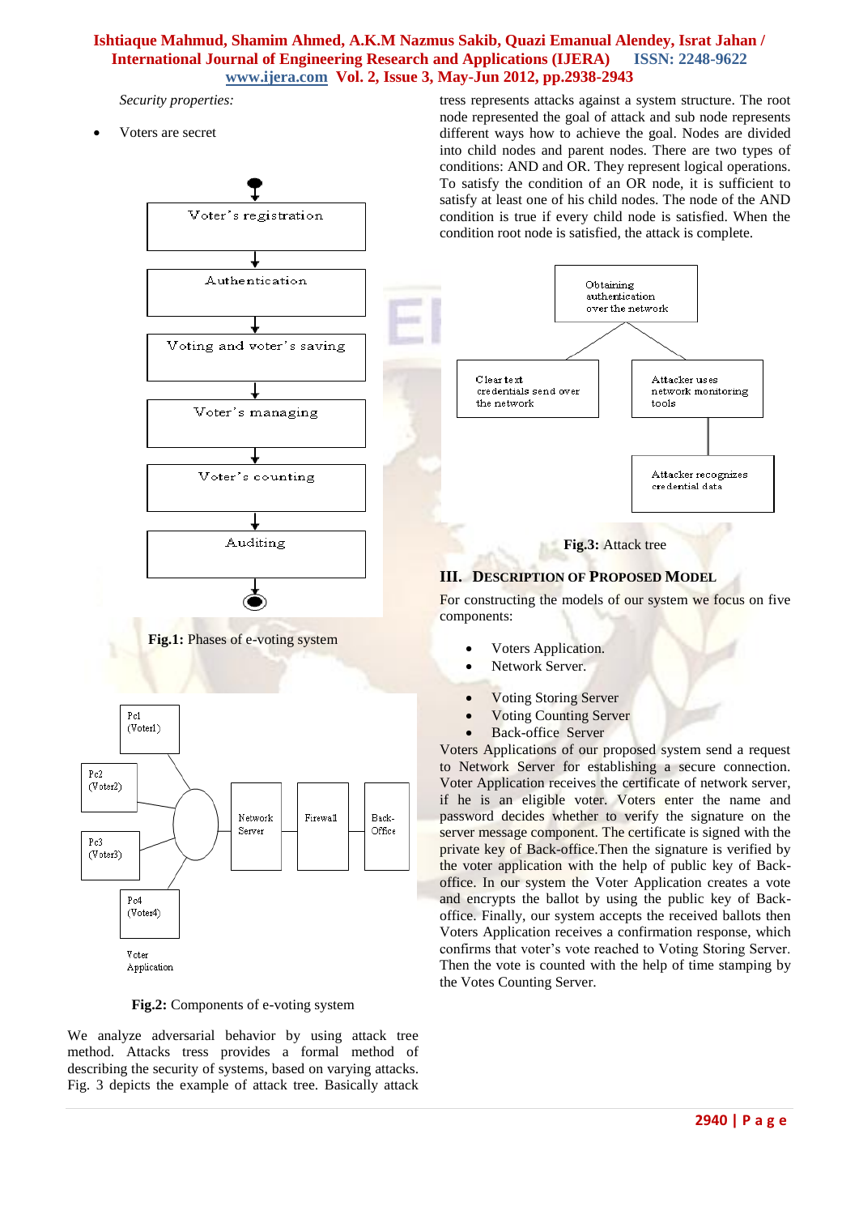*Security properties:*

- Voters are secret

Fig.1: Phases of e-voting system

Fig.2: Components of e-voting system

We analyze adversarial behavior by using attack tree method. Attacks tress provides a formal method of describing the security of systems, based on varying attacks. Fig. 3 depicts the example of attack tree. Basically attack tress represents attacks against a system structure. The root node represented the goal of attack and sub node represents different ways how to achieve the goal. Nodes are divided into child nodes and parent nodes. There are two types of conditions: AND and OR. They represent logical operations. To satisfy the condition of an OR node, it is sufficient to satisfy at least one of his child nodes. The node of the AND condition is true if every child node is satisfied. When the condition root node is satisfied, the attack is complete.

**Fig.3:** Attack tree

## III. Description of Proposed Model

For constructing the models of our system we focus on five components:

- Voters Application.
- Network Server.
- Voting Storing Server
- Voting Counting Server
- Back-office Server

Voters Applications of our proposed system send a request to Network Server for establishing a secure connection. Voter Application receives the certificate of network server, if he is an eligible voter. Voters enter the name and password decides whether to verify the signature on the server message component. The certificate is signed with the private key of Back-office.Then the signature is verified by the voter application with the help of public key of Back-office. In our system the Voter Application creates a vote and encrypts the ballot by using the public key of Back-office. Finally, our system accepts the received ballots then Voters Application receives a confirmation response, which confirms that voter's vote reached to Voting Storing Server. Then the vote is counted with the help of time stamping by the Votes Counting Server.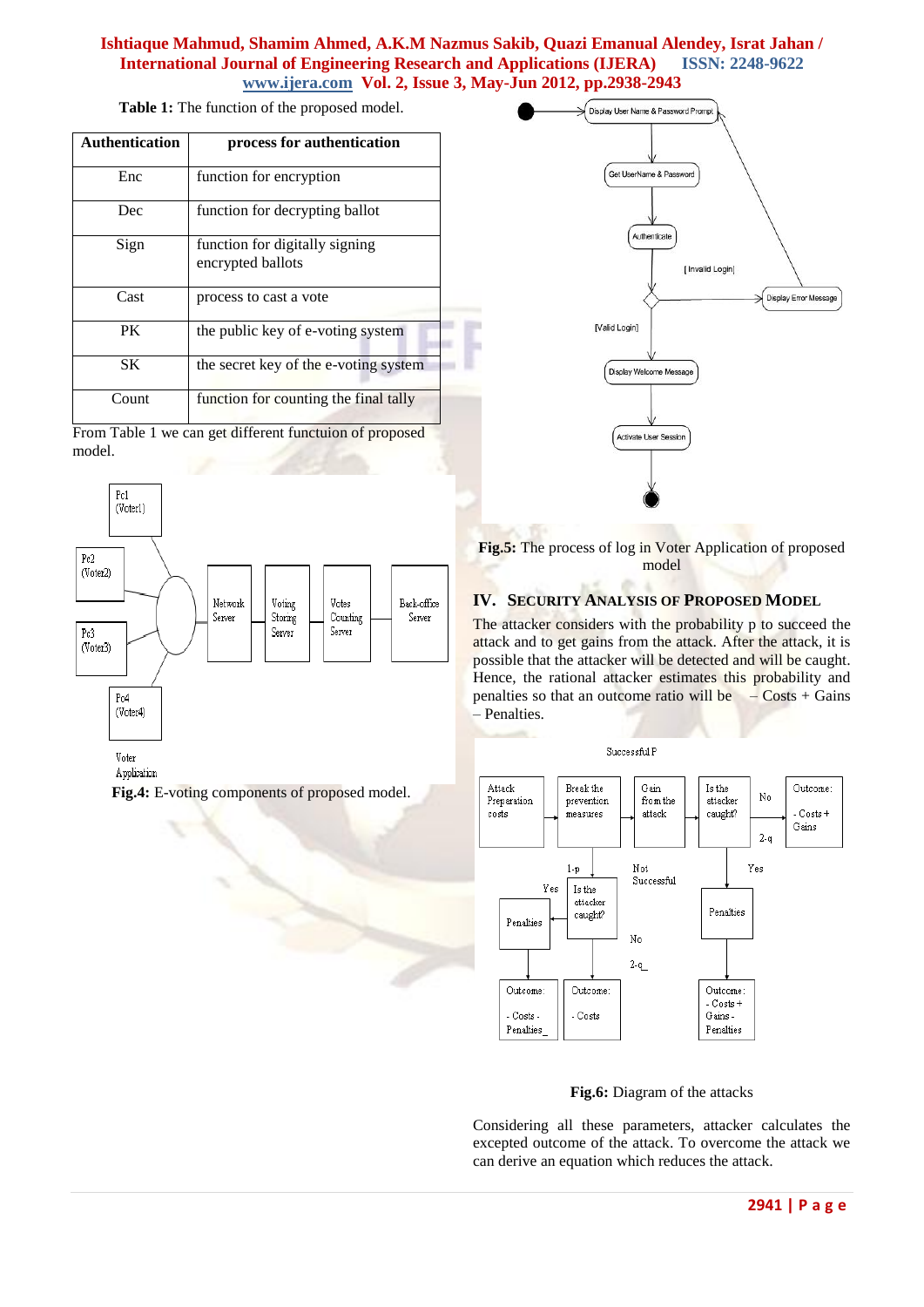**Table 1:** The function of the proposed model.

| Authentication | process for authentication |
|---|---|
| Enc | function for encryption |
| Dec | function for decrypting ballot |
| Sign | function for digitally signing encrypted ballots |
| Cast | process to cast a vote |
| PK | the public key of e-voting system |
| SK | the secret key of the e-voting system |
| Count | function for counting the final tally |

From Table 1 we can get different functuion of proposed model.

**Fig.4:** E-voting components of proposed model.

**Fig.5:** The process of log in Voter Application of proposed model

## IV. SECURITY ANALYSIS OF PROPOSED MODEL

The attacker considers with the probability p to succeed the attack and to get gains from the attack. After the attack, it is possible that the attacker will be detected and will be caught. Hence, the rational attacker estimates this probability and penalties so that an outcome ratio will be – Costs + Gains – Penalties.

**Fig.6:** Diagram of the attacks

Considering all these parameters, attacker calculates the excepted outcome of the attack. To overcome the attack we can derive an equation which reduces the attack.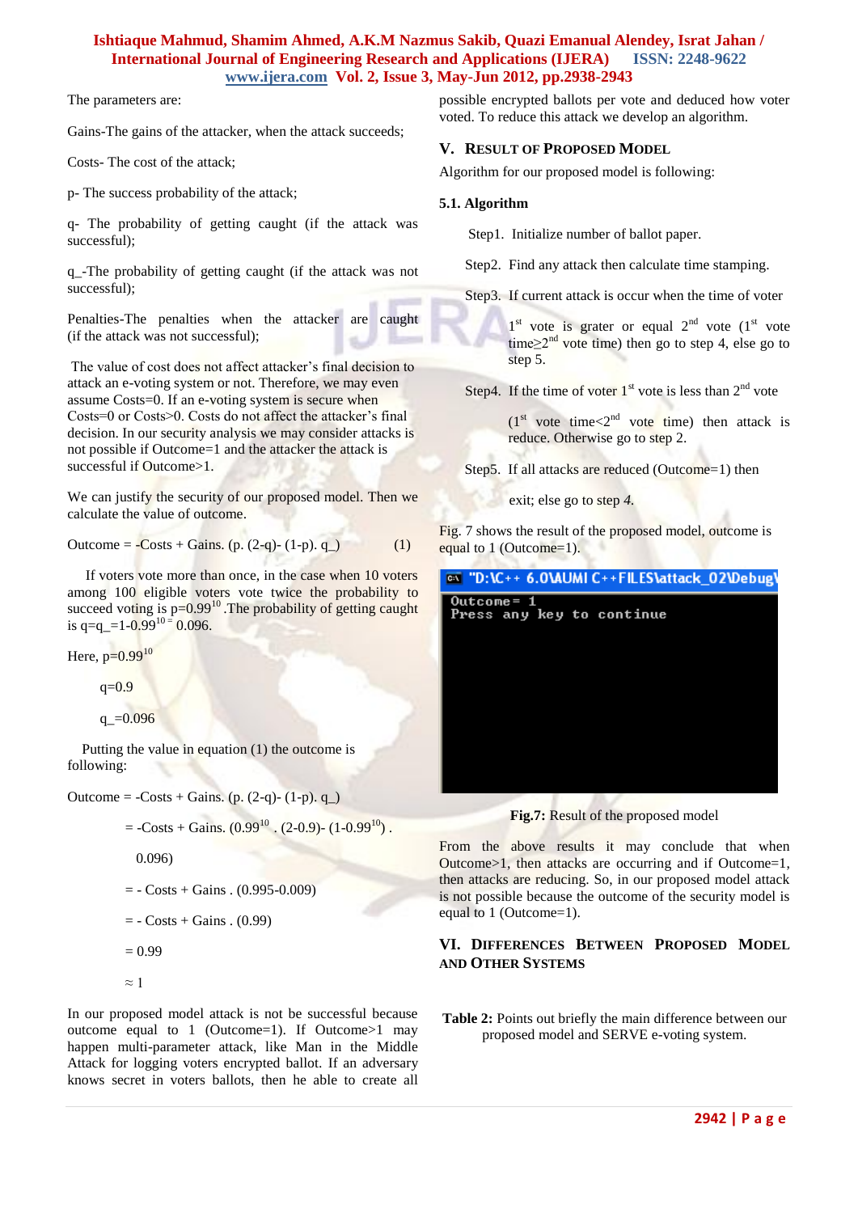The parameters are:

Gains-The gains of the attacker, when the attack succeeds;

Costs- The cost of the attack;

p- The success probability of the attack;

q- The probability of getting caught (if the attack was successful);

q_-The probability of getting caught (if the attack was not successful);

Penalties-The penalties when the attacker are caught (if the attack was not successful);

The value of cost does not affect attacker's final decision to attack an e-voting system or not. Therefore, we may even assume Costs=0. If an e-voting system is secure when Costs=0 or Costs>0. Costs do not affect the attacker's final decision. In our security analysis we may consider attacks is not possible if Outcome=1 and the attacker the attack is successful if Outcome>1.

We can justify the security of our proposed model. Then we calculate the value of outcome.

$$\text{Outcome} = -\text{Costs} + \text{Gains}.\ (p.\ (2\text{-}q)\text{-}\ (1\text{-}p).\ q\_) \qquad (1)$$

If voters vote more than once, in the case when 10 voters among 100 eligible voters vote twice the probability to succeed voting is $p=0.99^{10}$. The probability of getting caught is $q=q\_=1\text{-}0.99^{10}=0.096$.

Here, $p=0.99^{10}$

$q=0.9$

$q\_=0.096$

Putting the value in equation (1) the outcome is following:

Outcome = -Costs + Gains. (p. (2-q)- (1-p). q_)

$= \text{-Costs} + \text{Gains}.\ (0.99^{10}\ .\ (2\text{-}0.9)\text{-}\ (1\text{-}0.99^{10})\ .\ 0.096)$

$= \text{- Costs} + \text{Gains}\ .\ (0.995\text{-}0.009)$

$= \text{- Costs} + \text{Gains}\ .\ (0.99)$

$= 0.99$

$\approx 1$

In our proposed model attack is not be successful because outcome equal to 1 (Outcome=1). If Outcome>1 may happen multi-parameter attack, like Man in the Middle Attack for logging voters encrypted ballot. If an adversary knows secret in voters ballots, then he able to create all possible encrypted ballots per vote and deduced how voter voted. To reduce this attack we develop an algorithm.

## V. Result of Proposed Model

Algorithm for our proposed model is following:

### 5.1. Algorithm

Step1. Initialize number of ballot paper.

Step2. Find any attack then calculate time stamping.

Step3. If current attack is occur when the time of voter 1st vote is grater or equal 2nd vote (1st vote time≥2nd vote time) then go to step 4, else go to step 5.

Step4. If the time of voter 1st vote is less than 2nd vote (1st vote time<2nd vote time) then attack is reduce. Otherwise go to step 2.

Step5. If all attacks are reduced (Outcome=1) then exit; else go to step *4.*

Fig. 7 shows the result of the proposed model, outcome is equal to 1 (Outcome=1).

```
"D:\C++ 6.0\AUMI C++FILES\attack_02\Debug\
Outcome= 1
Press any key to continue
```

**Fig.7:** Result of the proposed model

From the above results it may conclude that when Outcome>1, then attacks are occurring and if Outcome=1, then attacks are reducing. So, in our proposed model attack is not possible because the outcome of the security model is equal to 1 (Outcome=1).

## VI. Differences Between Proposed Model and Other Systems

**Table 2:** Points out briefly the main difference between our proposed model and SERVE e-voting system.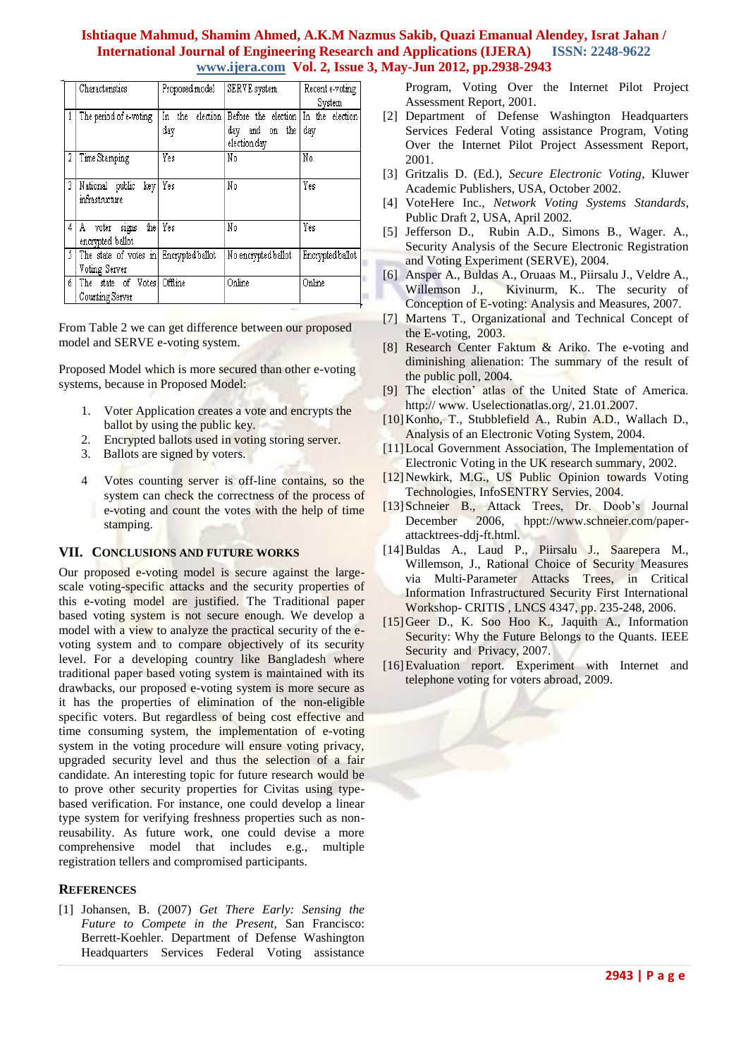| | Characteristics | Proposed model | SERVE system | Recent e-voting System |
|---|---|---|---|---|
| 1 | The period of e-voting | In the election day | Before the election day and on the election day | In the election day |
| 2 | Time Stamping | Yes | No | No |
| 3 | National public key infrastructure | Yes | No | Yes |
| 4 | A voter signs the encrypted ballot | Yes | No | Yes |
| 5 | The state of votes in Voting Server | Encrypted ballot | No encrypted ballot | Encrypted ballot |
| 6 | The state of Votes Counting Server | Offline | Online | Online |

From Table 2 we can get difference between our proposed model and SERVE e-voting system.

Proposed Model which is more secured than other e-voting systems, because in Proposed Model:

1. Voter Application creates a vote and encrypts the ballot by using the public key.
2. Encrypted ballots used in voting storing server.
3. Ballots are signed by voters.
4. Votes counting server is off-line contains, so the system can check the correctness of the process of e-voting and count the votes with the help of time stamping.

## VII. Conclusions and Future Works

Our proposed e-voting model is secure against the large-scale voting-specific attacks and the security properties of this e-voting model are justified. The Traditional paper based voting system is not secure enough. We develop a model with a view to analyze the practical security of the e-voting system and to compare objectively of its security level. For a developing country like Bangladesh where traditional paper based voting system is maintained with its drawbacks, our proposed e-voting system is more secure as it has the properties of elimination of the non-eligible specific voters. But regardless of being cost effective and time consuming system, the implementation of e-voting system in the voting procedure will ensure voting privacy, upgraded security level and thus the selection of a fair candidate. An interesting topic for future research would be to prove other security properties for Civitas using type-based verification. For instance, one could develop a linear type system for verifying freshness properties such as non-reusability. As future work, one could devise a more comprehensive model that includes e.g., multiple registration tellers and compromised participants.

## References

[1] Johansen, B. (2007) *Get There Early: Sensing the Future to Compete in the Present*, San Francisco: Berrett-Koehler. Department of Defense Washington Headquarters Services Federal Voting assistance Program, Voting Over the Internet Pilot Project Assessment Report, 2001.

[2] Department of Defense Washington Headquarters Services Federal Voting assistance Program, Voting Over the Internet Pilot Project Assessment Report, 2001.

[3] Gritzalis D. (Ed.), *Secure Electronic Voting*, Kluwer Academic Publishers, USA, October 2002.

[4] VoteHere Inc., *Network Voting Systems Standards*, Public Draft 2, USA, April 2002.

[5] Jefferson D., Rubin A.D., Simons B., Wager. A., Security Analysis of the Secure Electronic Registration and Voting Experiment (SERVE), 2004.

[6] Ansper A., Buldas A., Oruaas M., Piirsalu J., Veldre A., Willemson J., Kivinurm, K.. The security of Conception of E-voting: Analysis and Measures, 2007.

[7] Martens T., Organizational and Technical Concept of the E-voting, 2003.

[8] Research Center Faktum & Ariko. The e-voting and diminishing alienation: The summary of the result of the public poll, 2004.

[9] The election' atlas of the United State of America. http:// www. Uselectionatlas.org/, 21.01.2007.

[10] Konho, T., Stubblefield A., Rubin A.D., Wallach D., Analysis of an Electronic Voting System, 2004.

[11] Local Government Association, The Implementation of Electronic Voting in the UK research summary, 2002.

[12] Newkirk, M.G., US Public Opinion towards Voting Technologies, InfoSENTRY Servies, 2004.

[13] Schneier B., Attack Trees, Dr. Doob's Journal December 2006, hppt://www.schneier.com/paper-attacktrees-ddj-ft.html.

[14] Buldas A., Laud P., Piirsalu J., Saarepera M., Willemson, J., Rational Choice of Security Measures via Multi-Parameter Attacks Trees, in Critical Information Infrastructured Security First International Workshop- CRITIS , LNCS 4347, pp. 235-248, 2006.

[15] Geer D., K. Soo Hoo K., Jaquith A., Information Security: Why the Future Belongs to the Quants. IEEE Security and Privacy, 2007.

[16] Evaluation report. Experiment with Internet and telephone voting for voters abroad, 2009.